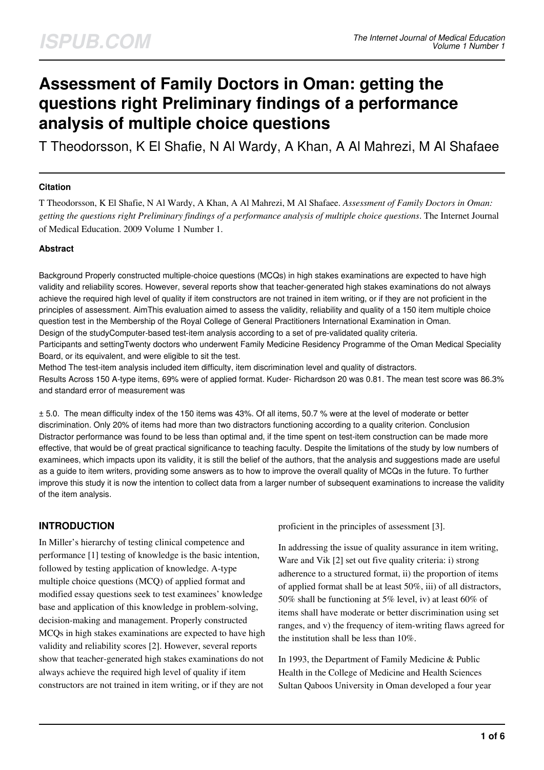# Assessment of Family Doctors in Oman: getting the questions right Preliminary findings of a performance analysis of multiple choice questions

T Theodorsson, K El Shafie, N Al Wardy, A Khan, A Al Mahrezi, M Al Shafaee

### Citation

T Theodorsson, K El Shafie, N Al Wardy, A Khan, A Al Mahrezi, M Al Shafaee. *Assessment of Family Doctors in Oman: getting the questions right Preliminary findings of a performance analysis of multiple choice questions*. The Internet Journal of Medical Education. 2009 Volume 1 Number 1.

### Abstract

Background Properly constructed multiple-choice questions (MCQs) in high stakes examinations are expected to have high validity and reliability scores. However, several reports show that teacher-generated high stakes examinations do not always achieve the required high level of quality if item constructors are not trained in item writing, or if they are not proficient in the principles of assessment. AimThis evaluation aimed to assess the validity, reliability and quality of a 150 item multiple choice question test in the Membership of the Royal College of General Practitioners International Examination in Oman.

Design of the studyComputer-based test-item analysis according to a set of pre-validated quality criteria.

Participants and settingTwenty doctors who underwent Family Medicine Residency Programme of the Oman Medical Speciality Board, or its equivalent, and were eligible to sit the test.

Method The test-item analysis included item difficulty, item discrimination level and quality of distractors.

Results Across 150 A-type items, 69% were of applied format. Kuder- Richardson 20 was 0.81. The mean test score was 86.3% and standard error of measurement was

± 5.0. The mean difficulty index of the 150 items was 43%. Of all items, 50.7 % were at the level of moderate or better discrimination. Only 20% of items had more than two distractors functioning according to a quality criterion. Conclusion Distractor performance was found to be less than optimal and, if the time spent on test-item construction can be made more effective, that would be of great practical significance to teaching faculty. Despite the limitations of the study by low numbers of examinees, which impacts upon its validity, it is still the belief of the authors, that the analysis and suggestions made are useful as a guide to item writers, providing some answers as to how to improve the overall quality of MCQs in the future. To further improve this study it is now the intention to collect data from a larger number of subsequent examinations to increase the validity of the item analysis.

## INTRODUCTION

In Miller's hierarchy of testing clinical competence and performance [1] testing of knowledge is the basic intention, followed by testing application of knowledge. A-type multiple choice questions (MCQ) of applied format and modified essay questions seek to test examinees' knowledge base and application of this knowledge in problem-solving, decision-making and management. Properly constructed MCQs in high stakes examinations are expected to have high validity and reliability scores [2]. However, several reports show that teacher-generated high stakes examinations do not always achieve the required high level of quality if item constructors are not trained in item writing, or if they are not proficient in the principles of assessment [3].

In addressing the issue of quality assurance in item writing, Ware and Vik [2] set out five quality criteria: i) strong adherence to a structured format, ii) the proportion of items of applied format shall be at least 50%, iii) of all distractors, 50% shall be functioning at 5% level, iv) at least 60% of items shall have moderate or better discrimination using set ranges, and v) the frequency of item-writing flaws agreed for the institution shall be less than 10%.

In 1993, the Department of Family Medicine & Public Health in the College of Medicine and Health Sciences Sultan Qaboos University in Oman developed a four year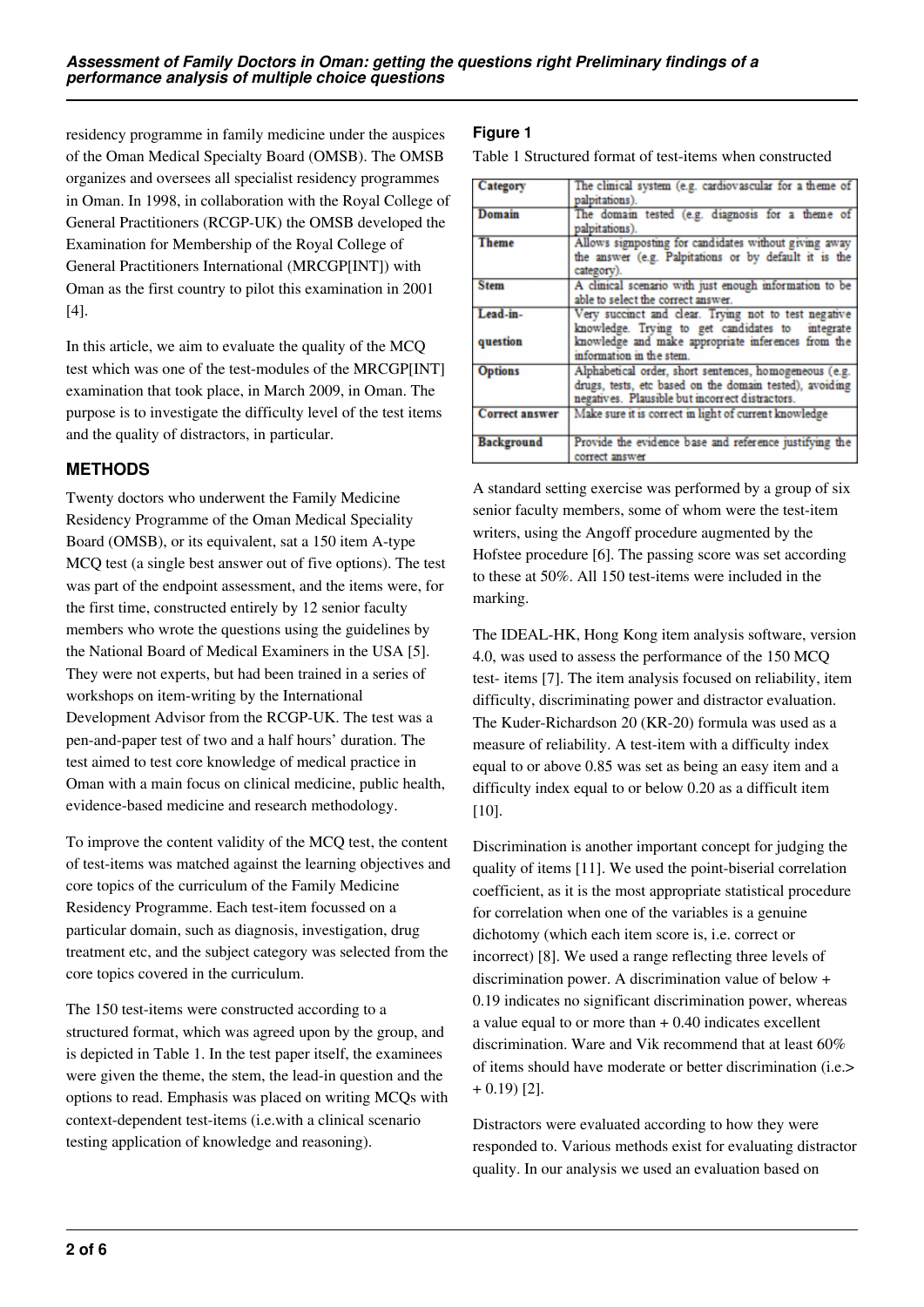residency programme in family medicine under the auspices of the Oman Medical Specialty Board (OMSB). The OMSB organizes and oversees all specialist residency programmes in Oman. In 1998, in collaboration with the Royal College of General Practitioners (RCGP-UK) the OMSB developed the Examination for Membership of the Royal College of General Practitioners International (MRCGP[INT]) with Oman as the first country to pilot this examination in 2001 [4].

In this article, we aim to evaluate the quality of the MCQ test which was one of the test-modules of the MRCGP[INT] examination that took place, in March 2009, in Oman. The purpose is to investigate the difficulty level of the test items and the quality of distractors, in particular.

## METHODS

Twenty doctors who underwent the Family Medicine Residency Programme of the Oman Medical Speciality Board (OMSB), or its equivalent, sat a 150 item A-type MCQ test (a single best answer out of five options). The test was part of the endpoint assessment, and the items were, for the first time, constructed entirely by 12 senior faculty members who wrote the questions using the guidelines by the National Board of Medical Examiners in the USA [5]. They were not experts, but had been trained in a series of workshops on item-writing by the International Development Advisor from the RCGP-UK. The test was a pen-and-paper test of two and a half hours' duration. The test aimed to test core knowledge of medical practice in Oman with a main focus on clinical medicine, public health, evidence-based medicine and research methodology.

To improve the content validity of the MCQ test, the content of test-items was matched against the learning objectives and core topics of the curriculum of the Family Medicine Residency Programme. Each test-item focussed on a particular domain, such as diagnosis, investigation, drug treatment etc, and the subject category was selected from the core topics covered in the curriculum.

The 150 test-items were constructed according to a structured format, which was agreed upon by the group, and is depicted in Table 1. In the test paper itself, the examinees were given the theme, the stem, the lead-in question and the options to read. Emphasis was placed on writing MCQs with context-dependent test-items (i.e.with a clinical scenario testing application of knowledge and reasoning).

### Figure 1

Table 1 Structured format of test-items when constructed

| | |
|---|---|
| **Category** | The clinical system (e.g. cardiovascular for a theme of palpitations). |
| **Domain** | The domain tested (e.g. diagnosis for a theme of palpitations). |
| **Theme** | Allows signposting for candidates without giving away the answer (e.g. Palpitations or by default it is the category). |
| **Stem** | A clinical scenario with just enough information to be able to select the correct answer. |
| **Lead-in-question** | Very succinct and clear. Trying not to test negative knowledge. Trying to get candidates to integrate knowledge and make appropriate inferences from the information in the stem. |
| **Options** | Alphabetical order, short sentences, homogeneous (e.g. drugs, tests, etc based on the domain tested), avoiding negatives. Plausible but incorrect distractors. |
| **Correct answer** | Make sure it is correct in light of current knowledge |
| **Background** | Provide the evidence base and reference justifying the correct answer |

A standard setting exercise was performed by a group of six senior faculty members, some of whom were the test-item writers, using the Angoff procedure augmented by the Hofstee procedure [6]. The passing score was set according to these at 50%. All 150 test-items were included in the marking.

The IDEAL-HK, Hong Kong item analysis software, version 4.0, was used to assess the performance of the 150 MCQ test- items [7]. The item analysis focused on reliability, item difficulty, discriminating power and distractor evaluation. The Kuder-Richardson 20 (KR-20) formula was used as a measure of reliability. A test-item with a difficulty index equal to or above 0.85 was set as being an easy item and a difficulty index equal to or below 0.20 as a difficult item [10].

Discrimination is another important concept for judging the quality of items [11]. We used the point-biserial correlation coefficient, as it is the most appropriate statistical procedure for correlation when one of the variables is a genuine dichotomy (which each item score is, i.e. correct or incorrect) [8]. We used a range reflecting three levels of discrimination power. A discrimination value of below + 0.19 indicates no significant discrimination power, whereas a value equal to or more than + 0.40 indicates excellent discrimination. Ware and Vik recommend that at least 60% of items should have moderate or better discrimination (i.e.> + 0.19) [2].

Distractors were evaluated according to how they were responded to. Various methods exist for evaluating distractor quality. In our analysis we used an evaluation based on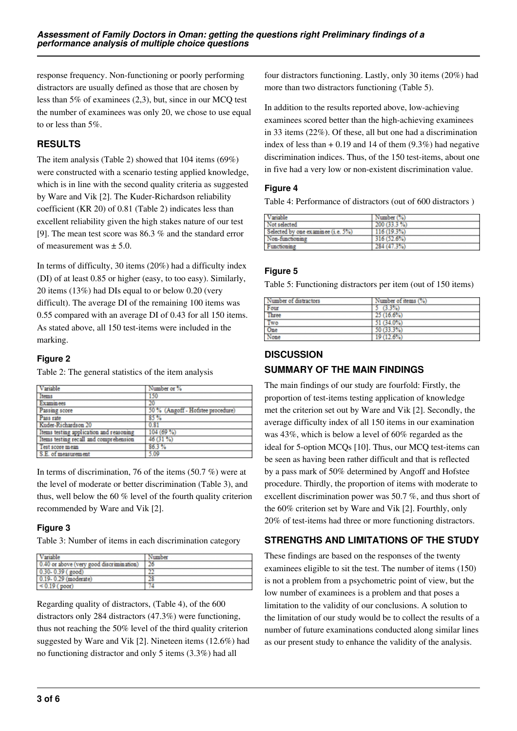response frequency. Non-functioning or poorly performing distractors are usually defined as those that are chosen by less than 5% of examinees (2,3), but, since in our MCQ test the number of examinees was only 20, we chose to use equal to or less than 5%.

## RESULTS

The item analysis (Table 2) showed that 104 items (69%) were constructed with a scenario testing applied knowledge, which is in line with the second quality criteria as suggested by Ware and Vik [2]. The Kuder-Richardson reliability coefficient (KR 20) of 0.81 (Table 2) indicates less than excellent reliability given the high stakes nature of our test [9]. The mean test score was 86.3 % and the standard error of measurement was ± 5.0.

In terms of difficulty, 30 items (20%) had a difficulty index (DI) of at least 0.85 or higher (easy, to too easy). Similarly, 20 items (13%) had DIs equal to or below 0.20 (very difficult). The average DI of the remaining 100 items was 0.55 compared with an average DI of 0.43 for all 150 items. As stated above, all 150 test-items were included in the marking.

### Figure 2

Table 2: The general statistics of the item analysis

| Variable | Number or % |
|---|---|
| Items | 150 |
| Examinees | 20 |
| Passing score | 50 % (Angoff - Hofstee procedure) |
| Pass rate | 85 % |
| Kuder-Richardson 20 | 0.81 |
| Items testing application and reasoning | 104 (69 %) |
| Items testing recall and comprehension | 46 (31 %) |
| Test score mean | 86.3 % |
| S.E. of measurement | 5.09 |

In terms of discrimination, 76 of the items (50.7 %) were at the level of moderate or better discrimination (Table 3), and thus, well below the 60 % level of the fourth quality criterion recommended by Ware and Vik [2].

### Figure 3

Table 3: Number of items in each discrimination category

| Variable | Number |
|---|---|
| 0.40 or above (very good discrimination) | 26 |
| 0.30- 0.39 ( good) | 22 |
| 0.19- 0.29 (moderate) | 28 |
| < 0.19 ( poor) | 74 |

Regarding quality of distractors, (Table 4), of the 600 distractors only 284 distractors (47.3%) were functioning, thus not reaching the 50% level of the third quality criterion suggested by Ware and Vik [2]. Nineteen items (12.6%) had no functioning distractor and only 5 items (3.3%) had all four distractors functioning. Lastly, only 30 items (20%) had more than two distractors functioning (Table 5).

In addition to the results reported above, low-achieving examinees scored better than the high-achieving examinees in 33 items (22%). Of these, all but one had a discrimination index of less than + 0.19 and 14 of them (9.3%) had negative discrimination indices. Thus, of the 150 test-items, about one in five had a very low or non-existent discrimination value.

### Figure 4

Table 4: Performance of distractors (out of 600 distractors )

| Variable | Number (%) |
|---|---|
| Not selected | 200 (33.3 %) |
| Selected by one examinee (i.e. 5%) | 116 (19.3%) |
| Non-functioning | 316 (52.6%) |
| Functioning | 284 (47.3%) |

### Figure 5

Table 5: Functioning distractors per item (out of 150 items)

| Number of distractors | Number of items (%) |
|---|---|
| Four | 5 (3.3%) |
| Three | 25 (16.6%) |
| Two | 51 (34.0%) |
| One | 50 (33.3%) |
| None | 19 (12.6%) |

## DISCUSSION

## SUMMARY OF THE MAIN FINDINGS

The main findings of our study are fourfold: Firstly, the proportion of test-items testing application of knowledge met the criterion set out by Ware and Vik [2]. Secondly, the average difficulty index of all 150 items in our examination was 43%, which is below a level of 60% regarded as the ideal for 5-option MCQs [10]. Thus, our MCQ test-items can be seen as having been rather difficult and that is reflected by a pass mark of 50% determined by Angoff and Hofstee procedure. Thirdly, the proportion of items with moderate to excellent discrimination power was 50.7 %, and thus short of the 60% criterion set by Ware and Vik [2]. Fourthly, only 20% of test-items had three or more functioning distractors.

## STRENGTHS AND LIMITATIONS OF THE STUDY

These findings are based on the responses of the twenty examinees eligible to sit the test. The number of items (150) is not a problem from a psychometric point of view, but the low number of examinees is a problem and that poses a limitation to the validity of our conclusions. A solution to the limitation of our study would be to collect the results of a number of future examinations conducted along similar lines as our present study to enhance the validity of the analysis.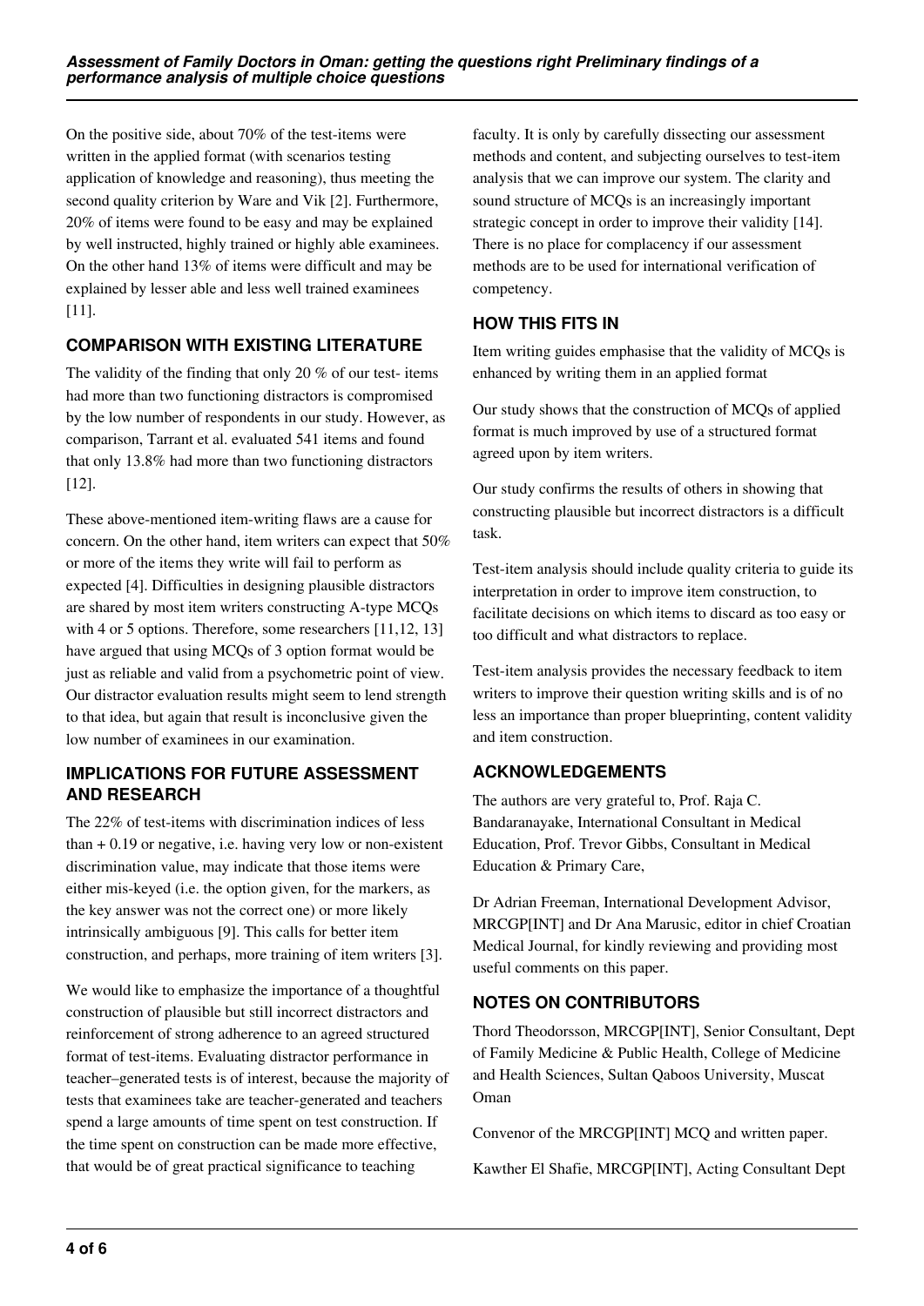On the positive side, about 70% of the test-items were written in the applied format (with scenarios testing application of knowledge and reasoning), thus meeting the second quality criterion by Ware and Vik [2]. Furthermore, 20% of items were found to be easy and may be explained by well instructed, highly trained or highly able examinees. On the other hand 13% of items were difficult and may be explained by lesser able and less well trained examinees [11].

## COMPARISON WITH EXISTING LITERATURE

The validity of the finding that only 20 % of our test- items had more than two functioning distractors is compromised by the low number of respondents in our study. However, as comparison, Tarrant et al. evaluated 541 items and found that only 13.8% had more than two functioning distractors [12].

These above-mentioned item-writing flaws are a cause for concern. On the other hand, item writers can expect that 50% or more of the items they write will fail to perform as expected [4]. Difficulties in designing plausible distractors are shared by most item writers constructing A-type MCQs with 4 or 5 options. Therefore, some researchers [11,12, 13] have argued that using MCQs of 3 option format would be just as reliable and valid from a psychometric point of view. Our distractor evaluation results might seem to lend strength to that idea, but again that result is inconclusive given the low number of examinees in our examination.

## IMPLICATIONS FOR FUTURE ASSESSMENT AND RESEARCH

The 22% of test-items with discrimination indices of less than + 0.19 or negative, i.e. having very low or non-existent discrimination value, may indicate that those items were either mis-keyed (i.e. the option given, for the markers, as the key answer was not the correct one) or more likely intrinsically ambiguous [9]. This calls for better item construction, and perhaps, more training of item writers [3].

We would like to emphasize the importance of a thoughtful construction of plausible but still incorrect distractors and reinforcement of strong adherence to an agreed structured format of test-items. Evaluating distractor performance in teacher–generated tests is of interest, because the majority of tests that examinees take are teacher-generated and teachers spend a large amounts of time spent on test construction. If the time spent on construction can be made more effective, that would be of great practical significance to teaching faculty. It is only by carefully dissecting our assessment methods and content, and subjecting ourselves to test-item analysis that we can improve our system. The clarity and sound structure of MCQs is an increasingly important strategic concept in order to improve their validity [14]. There is no place for complacency if our assessment methods are to be used for international verification of competency.

## HOW THIS FITS IN

Item writing guides emphasise that the validity of MCQs is enhanced by writing them in an applied format

Our study shows that the construction of MCQs of applied format is much improved by use of a structured format agreed upon by item writers.

Our study confirms the results of others in showing that constructing plausible but incorrect distractors is a difficult task.

Test-item analysis should include quality criteria to guide its interpretation in order to improve item construction, to facilitate decisions on which items to discard as too easy or too difficult and what distractors to replace.

Test-item analysis provides the necessary feedback to item writers to improve their question writing skills and is of no less an importance than proper blueprinting, content validity and item construction.

## ACKNOWLEDGEMENTS

The authors are very grateful to, Prof. Raja C. Bandaranayake, International Consultant in Medical Education, Prof. Trevor Gibbs, Consultant in Medical Education & Primary Care,

Dr Adrian Freeman, International Development Advisor, MRCGP[INT] and Dr Ana Marusic, editor in chief Croatian Medical Journal, for kindly reviewing and providing most useful comments on this paper.

## NOTES ON CONTRIBUTORS

Thord Theodorsson, MRCGP[INT], Senior Consultant, Dept of Family Medicine & Public Health, College of Medicine and Health Sciences, Sultan Qaboos University, Muscat Oman

Convenor of the MRCGP[INT] MCQ and written paper.

Kawther El Shafie, MRCGP[INT], Acting Consultant Dept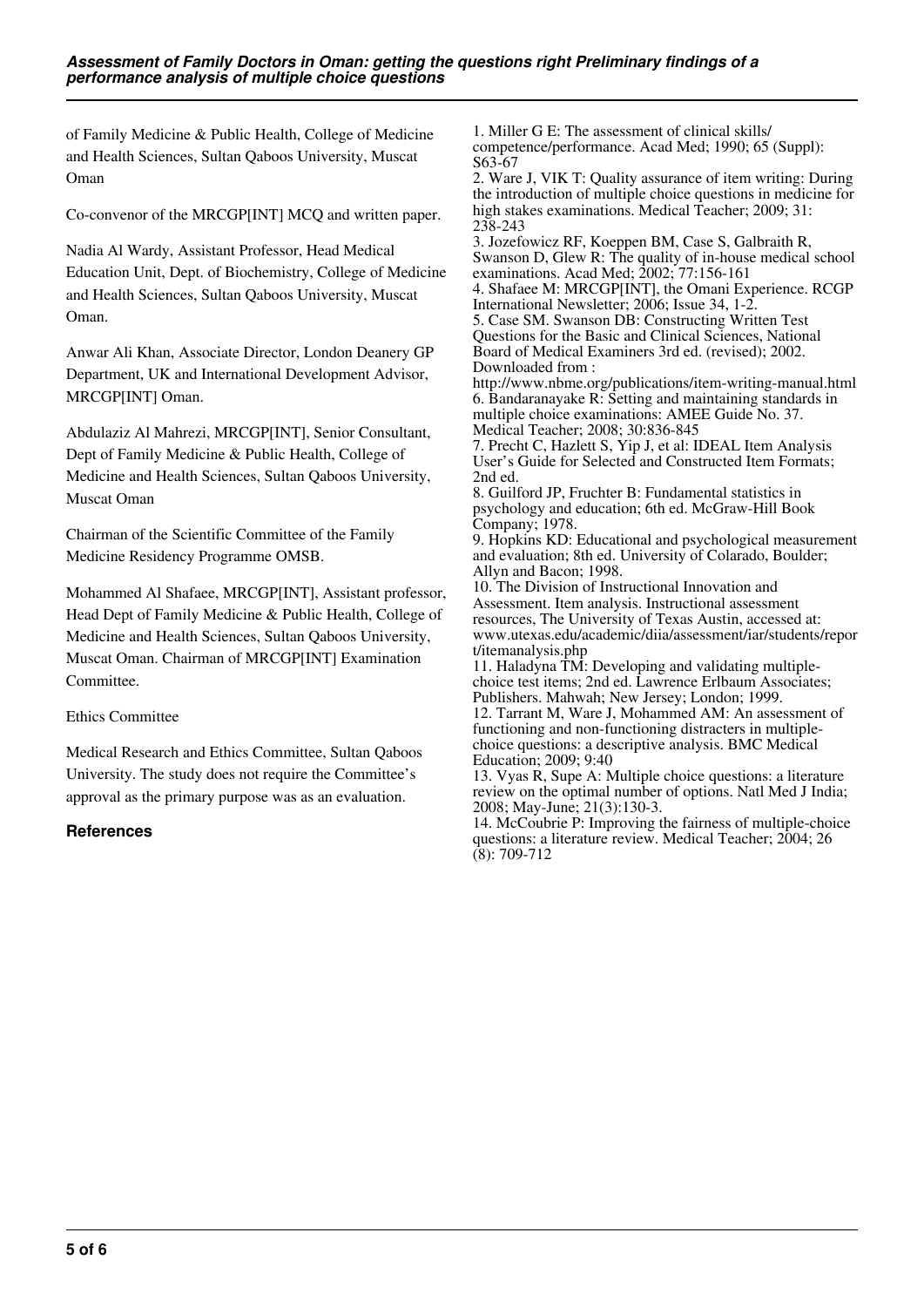of Family Medicine & Public Health, College of Medicine and Health Sciences, Sultan Qaboos University, Muscat Oman

Co-convenor of the MRCGP[INT] MCQ and written paper.

Nadia Al Wardy, Assistant Professor, Head Medical Education Unit, Dept. of Biochemistry, College of Medicine and Health Sciences, Sultan Qaboos University, Muscat Oman.

Anwar Ali Khan, Associate Director, London Deanery GP Department, UK and International Development Advisor, MRCGP[INT] Oman.

Abdulaziz Al Mahrezi, MRCGP[INT], Senior Consultant, Dept of Family Medicine & Public Health, College of Medicine and Health Sciences, Sultan Qaboos University, Muscat Oman

Chairman of the Scientific Committee of the Family Medicine Residency Programme OMSB.

Mohammed Al Shafaee, MRCGP[INT], Assistant professor, Head Dept of Family Medicine & Public Health, College of Medicine and Health Sciences, Sultan Qaboos University, Muscat Oman. Chairman of MRCGP[INT] Examination Committee.

Ethics Committee

Medical Research and Ethics Committee, Sultan Qaboos University. The study does not require the Committee's approval as the primary purpose was as an evaluation.

### References

1. Miller G E: The assessment of clinical skills/ competence/performance. Acad Med; 1990; 65 (Suppl): S63-67
2. Ware J, VIK T: Quality assurance of item writing: During the introduction of multiple choice questions in medicine for high stakes examinations. Medical Teacher; 2009; 31: 238-243
3. Jozefowicz RF, Koeppen BM, Case S, Galbraith R, Swanson D, Glew R: The quality of in-house medical school examinations. Acad Med; 2002; 77:156-161
4. Shafaee M: MRCGP[INT], the Omani Experience. RCGP International Newsletter; 2006; Issue 34, 1-2.
5. Case SM. Swanson DB: Constructing Written Test Questions for the Basic and Clinical Sciences, National Board of Medical Examiners 3rd ed. (revised); 2002. Downloaded from : http://www.nbme.org/publications/item-writing-manual.html
6. Bandaranayake R: Setting and maintaining standards in multiple choice examinations: AMEE Guide No. 37. Medical Teacher; 2008; 30:836-845
7. Precht C, Hazlett S, Yip J, et al: IDEAL Item Analysis User's Guide for Selected and Constructed Item Formats; 2nd ed.
8. Guilford JP, Fruchter B: Fundamental statistics in psychology and education; 6th ed. McGraw-Hill Book Company; 1978.
9. Hopkins KD: Educational and psychological measurement and evaluation; 8th ed. University of Colarado, Boulder; Allyn and Bacon; 1998.
10. The Division of Instructional Innovation and Assessment. Item analysis. Instructional assessment resources, The University of Texas Austin, accessed at: www.utexas.edu/academic/diia/assessment/iar/students/report/itemanalysis.php
11. Haladyna TM: Developing and validating multiple-choice test items; 2nd ed. Lawrence Erlbaum Associates; Publishers. Mahwah; New Jersey; London; 1999.
12. Tarrant M, Ware J, Mohammed AM: An assessment of functioning and non-functioning distracters in multiple-choice questions: a descriptive analysis. BMC Medical Education; 2009; 9:40
13. Vyas R, Supe A: Multiple choice questions: a literature review on the optimal number of options. Natl Med J India; 2008; May-June; 21(3):130-3.
14. McCoubrie P: Improving the fairness of multiple-choice questions: a literature review. Medical Teacher; 2004; 26 (8): 709-712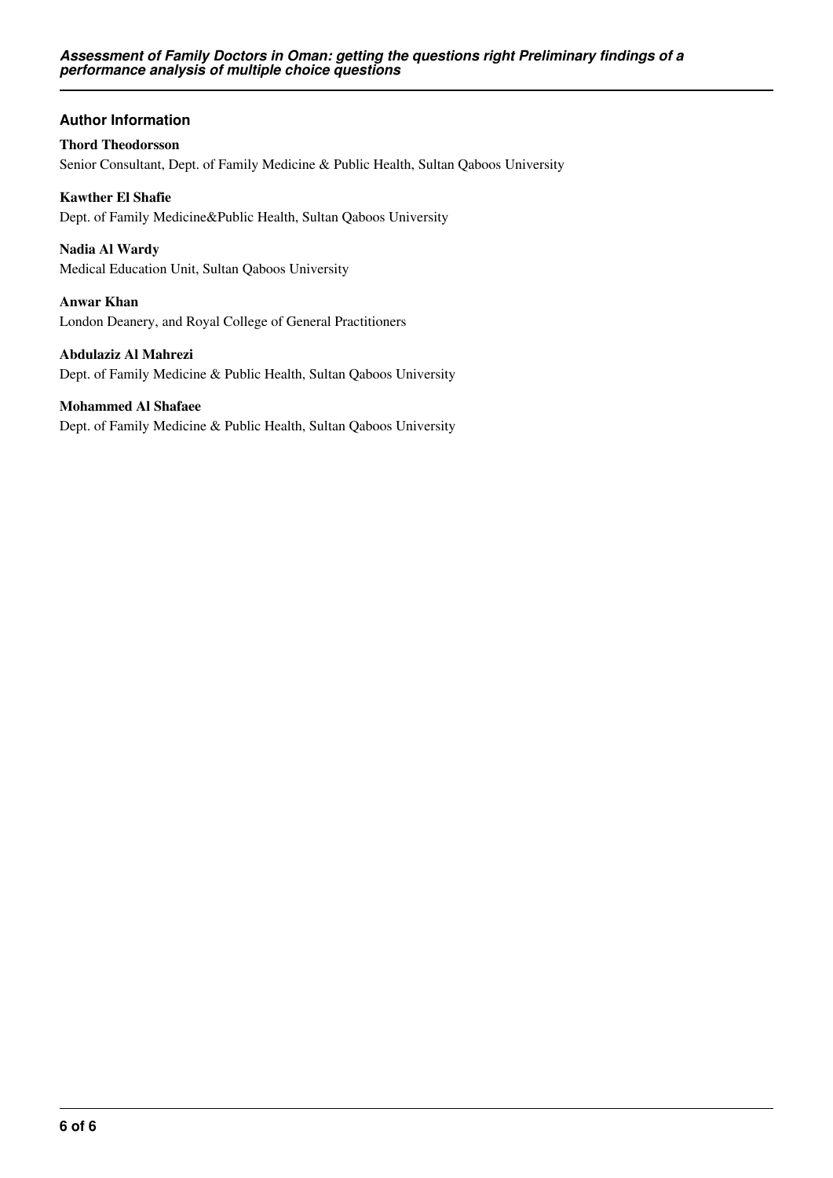## Author Information

**Thord Theodorsson**
Senior Consultant, Dept. of Family Medicine & Public Health, Sultan Qaboos University

**Kawther El Shafie**
Dept. of Family Medicine&Public Health, Sultan Qaboos University

**Nadia Al Wardy**
Medical Education Unit, Sultan Qaboos University

**Anwar Khan**
London Deanery, and Royal College of General Practitioners

**Abdulaziz Al Mahrezi**
Dept. of Family Medicine & Public Health, Sultan Qaboos University

**Mohammed Al Shafaee**
Dept. of Family Medicine & Public Health, Sultan Qaboos University